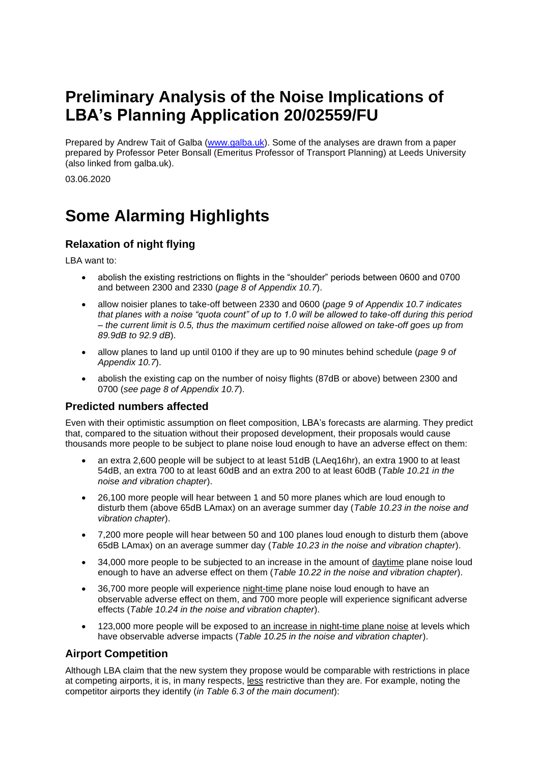# Preliminary Analysis of the Noise Implications of LBA's Planning Application 20/02559/FU

Prepared by Andrew Tait of Galba (www.galba.uk). Some of the analyses are drawn from a paper prepared by Professor Peter Bonsall (Emeritus Professor of Transport Planning) at Leeds University (also linked from galba.uk).

03.06.2020

# Some Alarming Highlights

### Relaxation of night flying

LBA want to:

- abolish the existing restrictions on flights in the "shoulder" periods between 0600 and 0700 and between 2300 and 2330 (*page 8 of Appendix 10.7*).
- allow noisier planes to take-off between 2330 and 0600 (*page 9 of Appendix 10.7 indicates that planes with a noise "quota count" of up to 1.0 will be allowed to take-off during this period – the current limit is 0.5, thus the maximum certified noise allowed on take-off goes up from 89.9dB to 92.9 dB*).
- allow planes to land up until 0100 if they are up to 90 minutes behind schedule (*page 9 of Appendix 10.7*).
- abolish the existing cap on the number of noisy flights (87dB or above) between 2300 and 0700 (*see page 8 of Appendix 10.7*).

### Predicted numbers affected

Even with their optimistic assumption on fleet composition, LBA's forecasts are alarming. They predict that, compared to the situation without their proposed development, their proposals would cause thousands more people to be subject to plane noise loud enough to have an adverse effect on them:

- an extra 2,600 people will be subject to at least 51dB (LAeq16hr), an extra 1900 to at least 54dB, an extra 700 to at least 60dB and an extra 200 to at least 60dB (*Table 10.21 in the noise and vibration chapter*).
- 26,100 more people will hear between 1 and 50 more planes which are loud enough to disturb them (above 65dB LAmax) on an average summer day (*Table 10.23 in the noise and vibration chapter*).
- 7,200 more people will hear between 50 and 100 planes loud enough to disturb them (above 65dB LAmax) on an average summer day (*Table 10.23 in the noise and vibration chapter*).
- 34,000 more people to be subjected to an increase in the amount of daytime plane noise loud enough to have an adverse effect on them (*Table 10.22 in the noise and vibration chapter*).
- 36,700 more people will experience night-time plane noise loud enough to have an observable adverse effect on them, and 700 more people will experience significant adverse effects (*Table 10.24 in the noise and vibration chapter*).
- 123,000 more people will be exposed to an increase in night-time plane noise at levels which have observable adverse impacts (*Table 10.25 in the noise and vibration chapter*).

### Airport Competition

Although LBA claim that the new system they propose would be comparable with restrictions in place at competing airports, it is, in many respects, less restrictive than they are. For example, noting the competitor airports they identify (*in Table 6.3 of the main document*):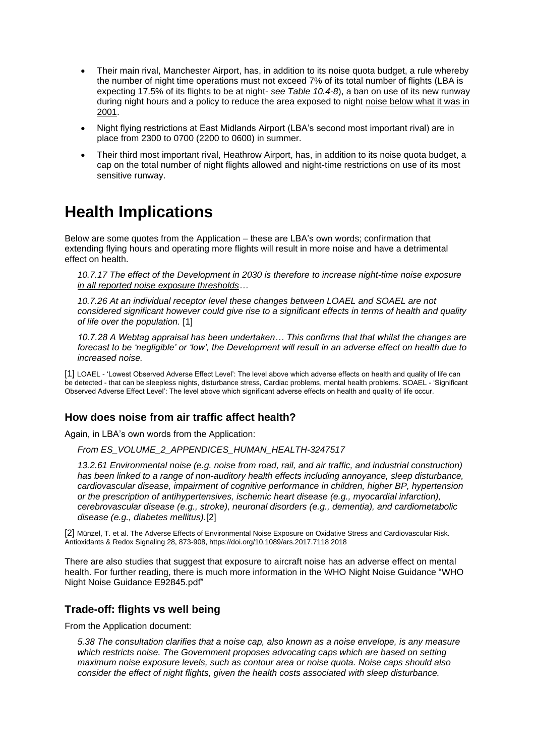- Their main rival, Manchester Airport, has, in addition to its noise quota budget, a rule whereby the number of night time operations must not exceed 7% of its total number of flights (LBA is expecting 17.5% of its flights to be at night- *see Table 10.4-8*), a ban on use of its new runway during night hours and a policy to reduce the area exposed to night noise below what it was in 2001.
- Night flying restrictions at East Midlands Airport (LBA's second most important rival) are in place from 2300 to 0700 (2200 to 0600) in summer.
- Their third most important rival, Heathrow Airport, has, in addition to its noise quota budget, a cap on the total number of night flights allowed and night-time restrictions on use of its most sensitive runway.

# Health Implications

Below are some quotes from the Application – these are LBA's own words; confirmation that extending flying hours and operating more flights will result in more noise and have a detrimental effect on health.

> *10.7.17 The effect of the Development in 2030 is therefore to increase night-time noise exposure in all reported noise exposure thresholds…*
>
> *10.7.26 At an individual receptor level these changes between LOAEL and SOAEL are not considered significant however could give rise to a significant effects in terms of health and quality of life over the population.* [1]
>
> *10.7.28 A Webtag appraisal has been undertaken… This confirms that that whilst the changes are forecast to be 'negligible' or 'low', the Development will result in an adverse effect on health due to increased noise.*

[1] LOAEL - 'Lowest Observed Adverse Effect Level': The level above which adverse effects on health and quality of life can be detected - that can be sleepless nights, disturbance stress, Cardiac problems, mental health problems. SOAEL - 'Significant Observed Adverse Effect Level': The level above which significant adverse effects on health and quality of life occur.

## How does noise from air traffic affect health?

Again, in LBA's own words from the Application:

> *From ES_VOLUME_2_APPENDICES_HUMAN_HEALTH-3247517*
>
> *13.2.61 Environmental noise (e.g. noise from road, rail, and air traffic, and industrial construction) has been linked to a range of non-auditory health effects including annoyance, sleep disturbance, cardiovascular disease, impairment of cognitive performance in children, higher BP, hypertension or the prescription of antihypertensives, ischemic heart disease (e.g., myocardial infarction), cerebrovascular disease (e.g., stroke), neuronal disorders (e.g., dementia), and cardiometabolic disease (e.g., diabetes mellitus).*[2]

[2] Münzel, T. et al. The Adverse Effects of Environmental Noise Exposure on Oxidative Stress and Cardiovascular Risk. Antioxidants & Redox Signaling 28, 873-908, https://doi.org/10.1089/ars.2017.7118 2018

There are also studies that suggest that exposure to aircraft noise has an adverse effect on mental health. For further reading, there is much more information in the WHO Night Noise Guidance "WHO Night Noise Guidance E92845.pdf"

## Trade-off: flights vs well being

From the Application document:

> *5.38 The consultation clarifies that a noise cap, also known as a noise envelope, is any measure which restricts noise. The Government proposes advocating caps which are based on setting maximum noise exposure levels, such as contour area or noise quota. Noise caps should also consider the effect of night flights, given the health costs associated with sleep disturbance.*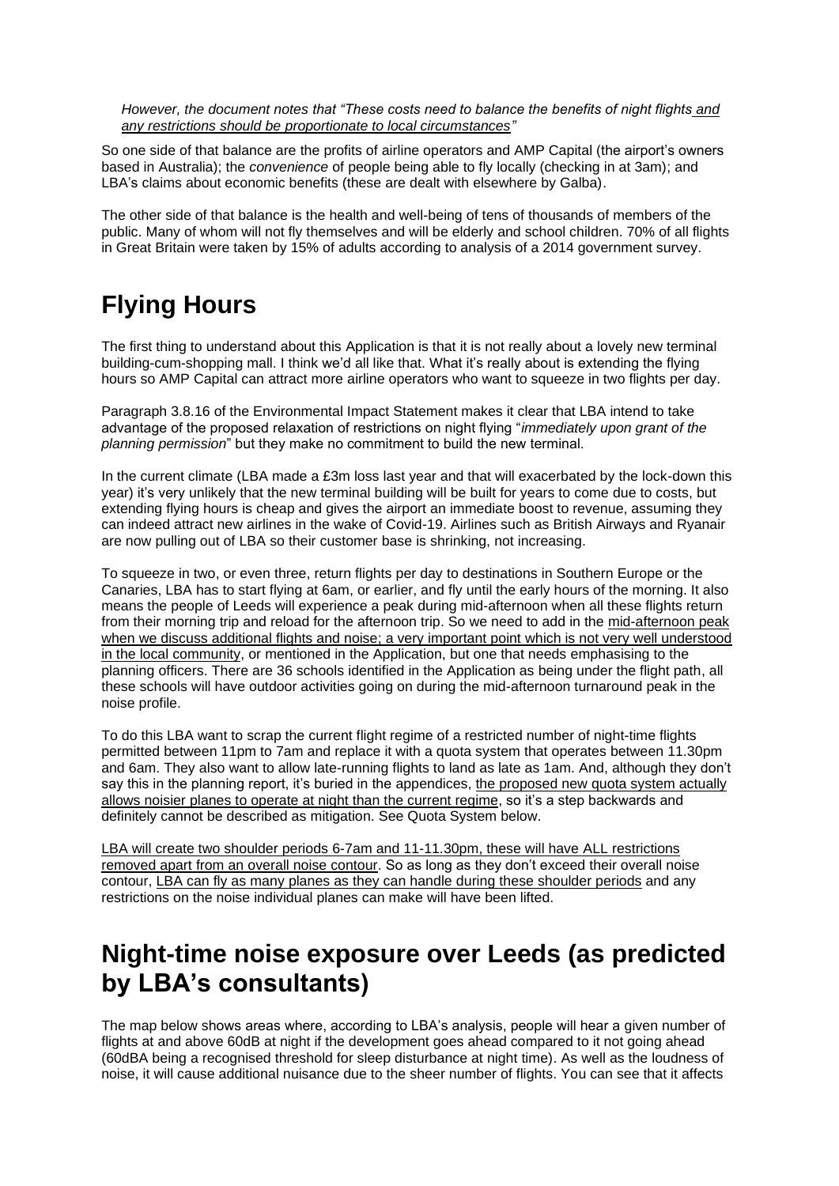*However, the document notes that "These costs need to balance the benefits of night flights and any restrictions should be proportionate to local circumstances"*

So one side of that balance are the profits of airline operators and AMP Capital (the airport's owners based in Australia); the *convenience* of people being able to fly locally (checking in at 3am); and LBA's claims about economic benefits (these are dealt with elsewhere by Galba).

The other side of that balance is the health and well-being of tens of thousands of members of the public. Many of whom will not fly themselves and will be elderly and school children. 70% of all flights in Great Britain were taken by 15% of adults according to analysis of a 2014 government survey.

# Flying Hours

The first thing to understand about this Application is that it is not really about a lovely new terminal building-cum-shopping mall. I think we'd all like that. What it's really about is extending the flying hours so AMP Capital can attract more airline operators who want to squeeze in two flights per day.

Paragraph 3.8.16 of the Environmental Impact Statement makes it clear that LBA intend to take advantage of the proposed relaxation of restrictions on night flying "*immediately upon grant of the planning permission*" but they make no commitment to build the new terminal.

In the current climate (LBA made a £3m loss last year and that will exacerbated by the lock-down this year) it's very unlikely that the new terminal building will be built for years to come due to costs, but extending flying hours is cheap and gives the airport an immediate boost to revenue, assuming they can indeed attract new airlines in the wake of Covid-19. Airlines such as British Airways and Ryanair are now pulling out of LBA so their customer base is shrinking, not increasing.

To squeeze in two, or even three, return flights per day to destinations in Southern Europe or the Canaries, LBA has to start flying at 6am, or earlier, and fly until the early hours of the morning. It also means the people of Leeds will experience a peak during mid-afternoon when all these flights return from their morning trip and reload for the afternoon trip. So we need to add in the mid-afternoon peak when we discuss additional flights and noise; a very important point which is not very well understood in the local community, or mentioned in the Application, but one that needs emphasising to the planning officers. There are 36 schools identified in the Application as being under the flight path, all these schools will have outdoor activities going on during the mid-afternoon turnaround peak in the noise profile.

To do this LBA want to scrap the current flight regime of a restricted number of night-time flights permitted between 11pm to 7am and replace it with a quota system that operates between 11.30pm and 6am. They also want to allow late-running flights to land as late as 1am. And, although they don't say this in the planning report, it's buried in the appendices, the proposed new quota system actually allows noisier planes to operate at night than the current regime, so it's a step backwards and definitely cannot be described as mitigation. See Quota System below.

LBA will create two shoulder periods 6-7am and 11-11.30pm, these will have ALL restrictions removed apart from an overall noise contour. So as long as they don't exceed their overall noise contour, LBA can fly as many planes as they can handle during these shoulder periods and any restrictions on the noise individual planes can make will have been lifted.

# Night-time noise exposure over Leeds (as predicted by LBA's consultants)

The map below shows areas where, according to LBA's analysis, people will hear a given number of flights at and above 60dB at night if the development goes ahead compared to it not going ahead (60dBA being a recognised threshold for sleep disturbance at night time). As well as the loudness of noise, it will cause additional nuisance due to the sheer number of flights. You can see that it affects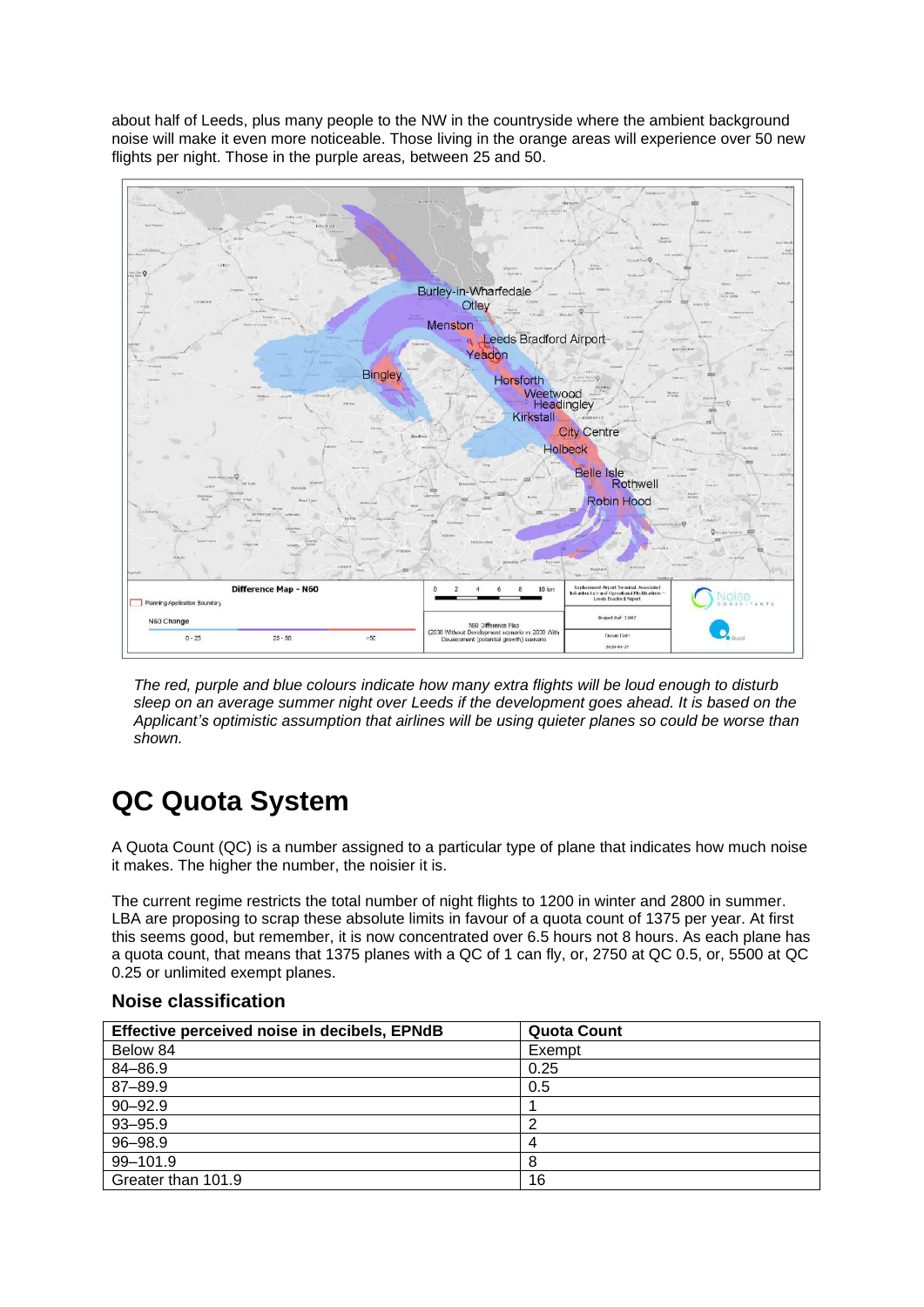about half of Leeds, plus many people to the NW in the countryside where the ambient background noise will make it even more noticeable. Those living in the orange areas will experience over 50 new flights per night. Those in the purple areas, between 25 and 50.

*The red, purple and blue colours indicate how many extra flights will be loud enough to disturb sleep on an average summer night over Leeds if the development goes ahead. It is based on the Applicant's optimistic assumption that airlines will be using quieter planes so could be worse than shown.*

# QC Quota System

A Quota Count (QC) is a number assigned to a particular type of plane that indicates how much noise it makes. The higher the number, the noisier it is.

The current regime restricts the total number of night flights to 1200 in winter and 2800 in summer. LBA are proposing to scrap these absolute limits in favour of a quota count of 1375 per year. At first this seems good, but remember, it is now concentrated over 6.5 hours not 8 hours. As each plane has a quota count, that means that 1375 planes with a QC of 1 can fly, or, 2750 at QC 0.5, or, 5500 at QC 0.25 or unlimited exempt planes.

## Noise classification

| Effective perceived noise in decibels, EPNdB | Quota Count |
|---|---|
| Below 84 | Exempt |
| 84–86.9 | 0.25 |
| 87–89.9 | 0.5 |
| 90–92.9 | 1 |
| 93–95.9 | 2 |
| 96–98.9 | 4 |
| 99–101.9 | 8 |
| Greater than 101.9 | 16 |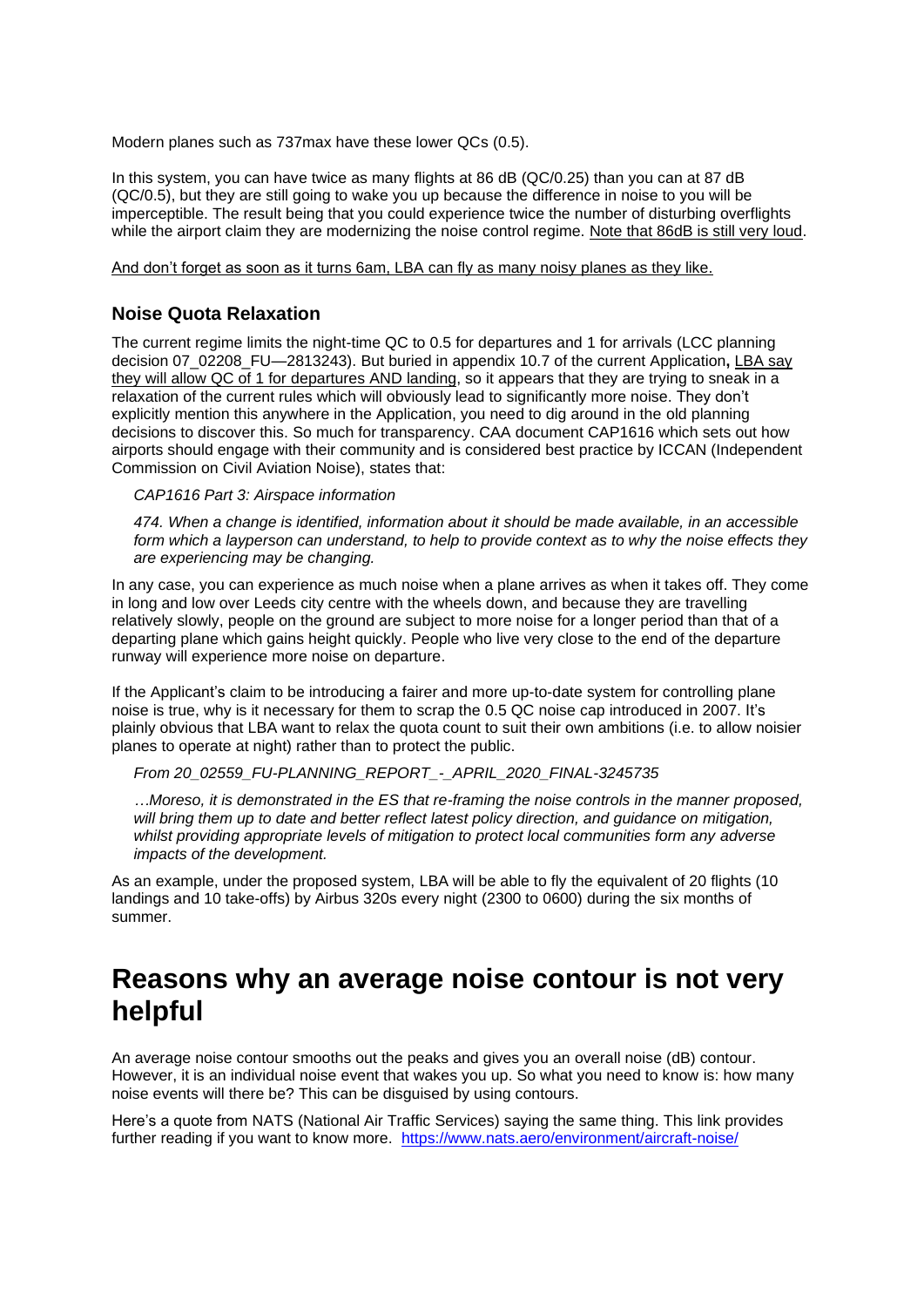Modern planes such as 737max have these lower QCs (0.5).

In this system, you can have twice as many flights at 86 dB (QC/0.25) than you can at 87 dB (QC/0.5), but they are still going to wake you up because the difference in noise to you will be imperceptible. The result being that you could experience twice the number of disturbing overflights while the airport claim they are modernizing the noise control regime. Note that 86dB is still very loud.

And don't forget as soon as it turns 6am, LBA can fly as many noisy planes as they like.

### Noise Quota Relaxation

The current regime limits the night-time QC to 0.5 for departures and 1 for arrivals (LCC planning decision 07_02208_FU—2813243). But buried in appendix 10.7 of the current Application**,** LBA say they will allow QC of 1 for departures AND landing, so it appears that they are trying to sneak in a relaxation of the current rules which will obviously lead to significantly more noise. They don't explicitly mention this anywhere in the Application, you need to dig around in the old planning decisions to discover this. So much for transparency. CAA document CAP1616 which sets out how airports should engage with their community and is considered best practice by ICCAN (Independent Commission on Civil Aviation Noise), states that:

> *CAP1616 Part 3: Airspace information*
>
> *474. When a change is identified, information about it should be made available, in an accessible form which a layperson can understand, to help to provide context as to why the noise effects they are experiencing may be changing.*

In any case, you can experience as much noise when a plane arrives as when it takes off. They come in long and low over Leeds city centre with the wheels down, and because they are travelling relatively slowly, people on the ground are subject to more noise for a longer period than that of a departing plane which gains height quickly. People who live very close to the end of the departure runway will experience more noise on departure.

If the Applicant's claim to be introducing a fairer and more up-to-date system for controlling plane noise is true, why is it necessary for them to scrap the 0.5 QC noise cap introduced in 2007. It's plainly obvious that LBA want to relax the quota count to suit their own ambitions (i.e. to allow noisier planes to operate at night) rather than to protect the public.

> *From 20_02559_FU-PLANNING_REPORT_-_APRIL_2020_FINAL-3245735*
>
> *…Moreso, it is demonstrated in the ES that re-framing the noise controls in the manner proposed, will bring them up to date and better reflect latest policy direction, and guidance on mitigation, whilst providing appropriate levels of mitigation to protect local communities form any adverse impacts of the development.*

As an example, under the proposed system, LBA will be able to fly the equivalent of 20 flights (10 landings and 10 take-offs) by Airbus 320s every night (2300 to 0600) during the six months of summer.

## Reasons why an average noise contour is not very helpful

An average noise contour smooths out the peaks and gives you an overall noise (dB) contour. However, it is an individual noise event that wakes you up. So what you need to know is: how many noise events will there be? This can be disguised by using contours.

Here's a quote from NATS (National Air Traffic Services) saying the same thing. This link provides further reading if you want to know more. https://www.nats.aero/environment/aircraft-noise/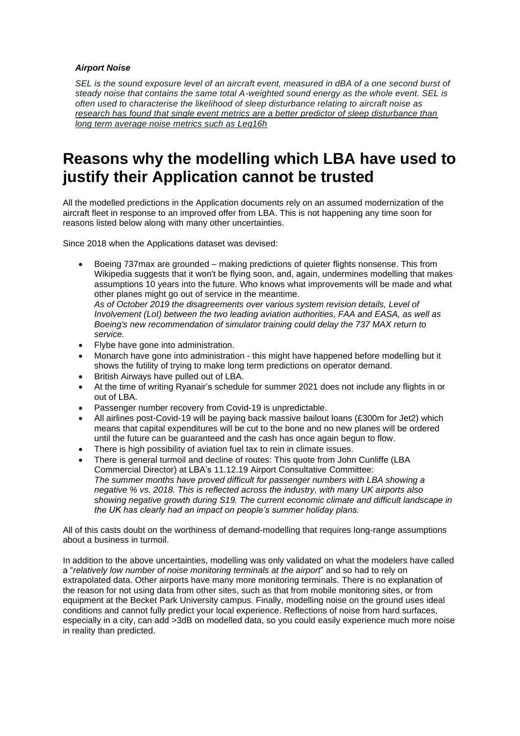***Airport Noise***

*SEL is the sound exposure level of an aircraft event, measured in dBA of a one second burst of steady noise that contains the same total A-weighted sound energy as the whole event. SEL is often used to characterise the likelihood of sleep disturbance relating to aircraft noise as* <u>*research has found that single event metrics are a better predictor of sleep disturbance than long term average noise metrics such as Leq16h*</u>

# Reasons why the modelling which LBA have used to justify their Application cannot be trusted

All the modelled predictions in the Application documents rely on an assumed modernization of the aircraft fleet in response to an improved offer from LBA. This is not happening any time soon for reasons listed below along with many other uncertainties.

Since 2018 when the Applications dataset was devised:

- Boeing 737max are grounded – making predictions of quieter flights nonsense. This from Wikipedia suggests that it won't be flying soon, and, again, undermines modelling that makes assumptions 10 years into the future. Who knows what improvements will be made and what other planes might go out of service in the meantime.
  *As of October 2019 the disagreements over various system revision details, Level of Involvement (LoI) between the two leading aviation authorities, FAA and EASA, as well as Boeing's new recommendation of simulator training could delay the 737 MAX return to service.*
- Flybe have gone into administration.
- Monarch have gone into administration - this might have happened before modelling but it shows the futility of trying to make long term predictions on operator demand.
- British Airways have pulled out of LBA.
- At the time of writing Ryanair's schedule for summer 2021 does not include any flights in or out of LBA.
- Passenger number recovery from Covid-19 is unpredictable.
- All airlines post-Covid-19 will be paying back massive bailout loans (£300m for Jet2) which means that capital expenditures will be cut to the bone and no new planes will be ordered until the future can be guaranteed and the cash has once again begun to flow.
- There is high possibility of aviation fuel tax to rein in climate issues.
- There is general turmoil and decline of routes: This quote from John Cunliffe (LBA Commercial Director) at LBA's 11.12.19 Airport Consultative Committee:
  *The summer months have proved difficult for passenger numbers with LBA showing a negative % vs. 2018. This is reflected across the industry, with many UK airports also showing negative growth during S19. The current economic climate and difficult landscape in the UK has clearly had an impact on people's summer holiday plans.*

All of this casts doubt on the worthiness of demand-modelling that requires long-range assumptions about a business in turmoil.

In addition to the above uncertainties, modelling was only validated on what the modelers have called a "*relatively low number of noise monitoring terminals at the airport*" and so had to rely on extrapolated data. Other airports have many more monitoring terminals. There is no explanation of the reason for not using data from other sites, such as that from mobile monitoring sites, or from equipment at the Becket Park University campus. Finally, modelling noise on the ground uses ideal conditions and cannot fully predict your local experience. Reflections of noise from hard surfaces, especially in a city, can add >3dB on modelled data, so you could easily experience much more noise in reality than predicted.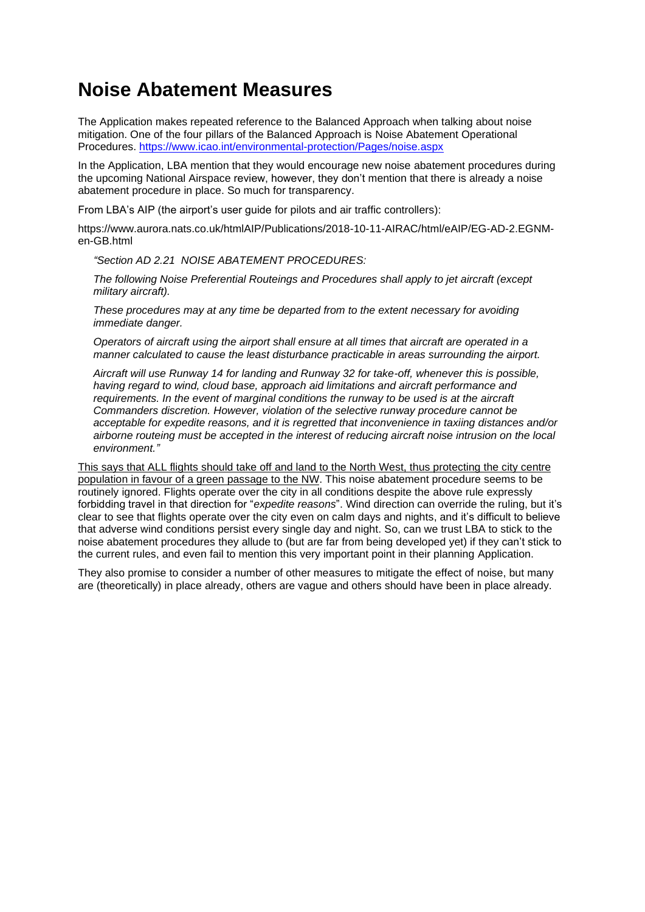# Noise Abatement Measures

The Application makes repeated reference to the Balanced Approach when talking about noise mitigation. One of the four pillars of the Balanced Approach is Noise Abatement Operational Procedures. https://www.icao.int/environmental-protection/Pages/noise.aspx

In the Application, LBA mention that they would encourage new noise abatement procedures during the upcoming National Airspace review, however, they don't mention that there is already a noise abatement procedure in place. So much for transparency.

From LBA's AIP (the airport's user guide for pilots and air traffic controllers):

https://www.aurora.nats.co.uk/htmlAIP/Publications/2018-10-11-AIRAC/html/eAIP/EG-AD-2.EGNM-en-GB.html

> *"Section AD 2.21 NOISE ABATEMENT PROCEDURES:*
>
> *The following Noise Preferential Routeings and Procedures shall apply to jet aircraft (except military aircraft).*
>
> *These procedures may at any time be departed from to the extent necessary for avoiding immediate danger.*
>
> *Operators of aircraft using the airport shall ensure at all times that aircraft are operated in a manner calculated to cause the least disturbance practicable in areas surrounding the airport.*
>
> *Aircraft will use Runway 14 for landing and Runway 32 for take-off, whenever this is possible, having regard to wind, cloud base, approach aid limitations and aircraft performance and requirements. In the event of marginal conditions the runway to be used is at the aircraft Commanders discretion. However, violation of the selective runway procedure cannot be acceptable for expedite reasons, and it is regretted that inconvenience in taxiing distances and/or airborne routeing must be accepted in the interest of reducing aircraft noise intrusion on the local environment."*

<u>This says that ALL flights should take off and land to the North West, thus protecting the city centre population in favour of a green passage to the NW</u>. This noise abatement procedure seems to be routinely ignored. Flights operate over the city in all conditions despite the above rule expressly forbidding travel in that direction for "*expedite reasons*". Wind direction can override the ruling, but it's clear to see that flights operate over the city even on calm days and nights, and it's difficult to believe that adverse wind conditions persist every single day and night. So, can we trust LBA to stick to the noise abatement procedures they allude to (but are far from being developed yet) if they can't stick to the current rules, and even fail to mention this very important point in their planning Application.

They also promise to consider a number of other measures to mitigate the effect of noise, but many are (theoretically) in place already, others are vague and others should have been in place already.